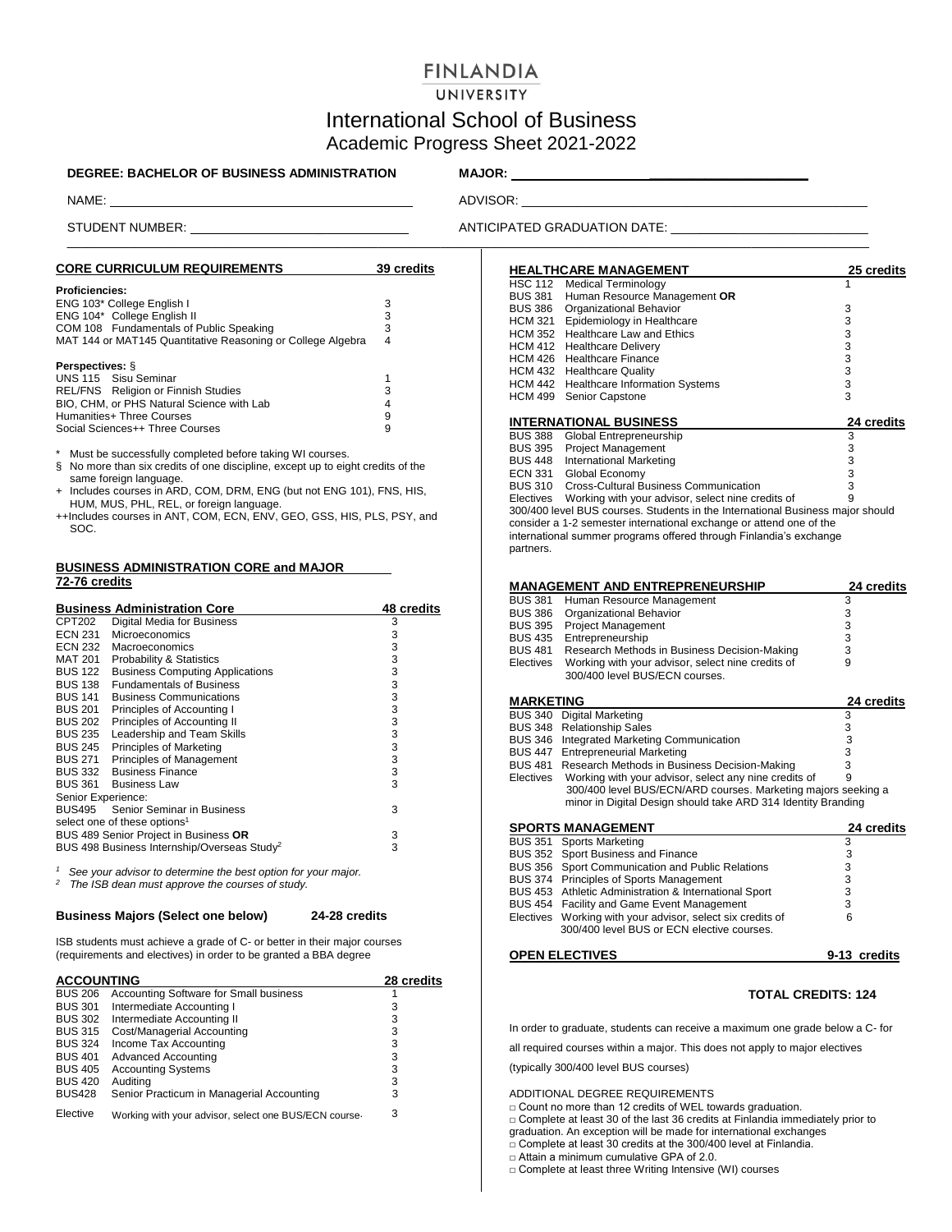# FINLANDIA UNIVERSITY

# International School of Business

## Academic Progress Sheet 2021-2022

**DEGREE: BACHELOR OF BUSINESS ADMINISTRATION**

**MAJOR:** ____________________

NAME: ____________________

ADVISOR: ____________________

STUDENT NUMBER: ____________________

ANTICIPATED GRADUATION DATE: ____________________

### CORE CURRICULUM REQUIREMENTS — 39 credits

**Proficiencies:**

| Course | Credits |
|---|---|
| ENG 103* College English I | 3 |
| ENG 104* College English II | 3 |
| COM 108 Fundamentals of Public Speaking | 3 |
| MAT 144 or MAT145 Quantitative Reasoning or College Algebra | 4 |

**Perspectives:** §

| Course | Credits |
|---|---|
| UNS 115 Sisu Seminar | 1 |
| REL/FNS Religion or Finnish Studies | 3 |
| BIO, CHM, or PHS Natural Science with Lab | 4 |
| Humanities+ Three Courses | 9 |
| Social Sciences++ Three Courses | 9 |

\* Must be successfully completed before taking WI courses.

§ No more than six credits of one discipline, except up to eight credits of the same foreign language.

+ Includes courses in ARD, COM, DRM, ENG (but not ENG 101), FNS, HIS, HUM, MUS, PHL, REL, or foreign language.

++Includes courses in ANT, COM, ECN, ENV, GEO, GSS, HIS, PLS, PSY, and SOC.

### BUSINESS ADMINISTRATION CORE and MAJOR 72-76 credits

**Business Administration Core — 48 credits**

| Course | Title | Credits |
|---|---|---|
| CPT202 | Digital Media for Business | 3 |
| ECN 231 | Microeconomics | 3 |
| ECN 232 | Macroeconomics | 3 |
| MAT 201 | Probability & Statistics | 3 |
| BUS 122 | Business Computing Applications | 3 |
| BUS 138 | Fundamentals of Business | 3 |
| BUS 141 | Business Communications | 3 |
| BUS 201 | Principles of Accounting I | 3 |
| BUS 202 | Principles of Accounting II | 3 |
| BUS 235 | Leadership and Team Skills | 3 |
| BUS 245 | Principles of Marketing | 3 |
| BUS 271 | Principles of Management | 3 |
| BUS 332 | Business Finance | 3 |
| BUS 361 | Business Law | 3 |
| Senior Experience: | | |
| BUS495 | Senior Seminar in Business | 3 |
| select one of these options[1] | | |
| BUS 489 | Senior Project in Business **OR** | 3 |
| BUS 498 | Business Internship/Overseas Study[2] | 3 |

[1] See your advisor to determine the best option for your major.

[2] The ISB dean must approve the courses of study.

**Business Majors (Select one below) — 24-28 credits**

ISB students must achieve a grade of C- or better in their major courses (requirements and electives) in order to be granted a BBA degree

**ACCOUNTING — 28 credits**

| Course | Title | Credits |
|---|---|---|
| BUS 206 | Accounting Software for Small business | 1 |
| BUS 301 | Intermediate Accounting I | 3 |
| BUS 302 | Intermediate Accounting II | 3 |
| BUS 315 | Cost/Managerial Accounting | 3 |
| BUS 324 | Income Tax Accounting | 3 |
| BUS 401 | Advanced Accounting | 3 |
| BUS 405 | Accounting Systems | 3 |
| BUS 420 | Auditing | 3 |
| BUS428 | Senior Practicum in Managerial Accounting | 3 |
| Elective | Working with your advisor, select one BUS/ECN course | 3 |

**HEALTHCARE MANAGEMENT — 25 credits**

| Course | Title | Credits |
|---|---|---|
| HSC 112 | Medical Terminology | 1 |
| BUS 381 | Human Resource Management **OR** | |
| BUS 386 | Organizational Behavior | 3 |
| HCM 321 | Epidemiology in Healthcare | 3 |
| HCM 352 | Healthcare Law and Ethics | 3 |
| HCM 412 | Healthcare Delivery | 3 |
| HCM 426 | Healthcare Finance | 3 |
| HCM 432 | Healthcare Quality | 3 |
| HCM 442 | Healthcare Information Systems | 3 |
| HCM 499 | Senior Capstone | 3 |

**INTERNATIONAL BUSINESS — 24 credits**

| Course | Title | Credits |
|---|---|---|
| BUS 388 | Global Entrepreneurship | 3 |
| BUS 395 | Project Management | 3 |
| BUS 448 | International Marketing | 3 |
| ECN 331 | Global Economy | 3 |
| BUS 310 | Cross-Cultural Business Communication | 3 |
| Electives | Working with your advisor, select nine credits of | 9 |

300/400 level BUS courses. Students in the International Business major should consider a 1-2 semester international exchange or attend one of the international summer programs offered through Finlandia's exchange partners.

**MANAGEMENT AND ENTREPRENEURSHIP — 24 credits**

| Course | Title | Credits |
|---|---|---|
| BUS 381 | Human Resource Management | 3 |
| BUS 386 | Organizational Behavior | 3 |
| BUS 395 | Project Management | 3 |
| BUS 435 | Entrepreneurship | 3 |
| BUS 481 | Research Methods in Business Decision-Making | 3 |
| Electives | Working with your advisor, select nine credits of 300/400 level BUS/ECN courses. | 9 |

**MARKETING — 24 credits**

| Course | Title | Credits |
|---|---|---|
| BUS 340 | Digital Marketing | 3 |
| BUS 348 | Relationship Sales | 3 |
| BUS 346 | Integrated Marketing Communication | 3 |
| BUS 447 | Entrepreneurial Marketing | 3 |
| BUS 481 | Research Methods in Business Decision-Making | 3 |
| Electives | Working with your advisor, select any nine credits of 300/400 level BUS/ECN/ARD courses. Marketing majors seeking a minor in Digital Design should take ARD 314 Identity Branding | 9 |

**SPORTS MANAGEMENT — 24 credits**

| Course | Title | Credits |
|---|---|---|
| BUS 351 | Sports Marketing | 3 |
| BUS 352 | Sport Business and Finance | 3 |
| BUS 356 | Sport Communication and Public Relations | 3 |
| BUS 374 | Principles of Sports Management | 3 |
| BUS 453 | Athletic Administration & International Sport | 3 |
| BUS 454 | Facility and Game Event Management | 3 |
| Electives | Working with your advisor, select six credits of 300/400 level BUS or ECN elective courses. | 6 |

**OPEN ELECTIVES — 9-13 credits**

**TOTAL CREDITS: 124**

In order to graduate, students can receive a maximum one grade below a C- for all required courses within a major. This does not apply to major electives (typically 300/400 level BUS courses)

ADDITIONAL DEGREE REQUIREMENTS

- □ Count no more than 12 credits of WEL towards graduation.
- □ Complete at least 30 of the last 36 credits at Finlandia immediately prior to graduation. An exception will be made for international exchanges
- □ Complete at least 30 credits at the 300/400 level at Finlandia.
- □ Attain a minimum cumulative GPA of 2.0.
- □ Complete at least three Writing Intensive (WI) courses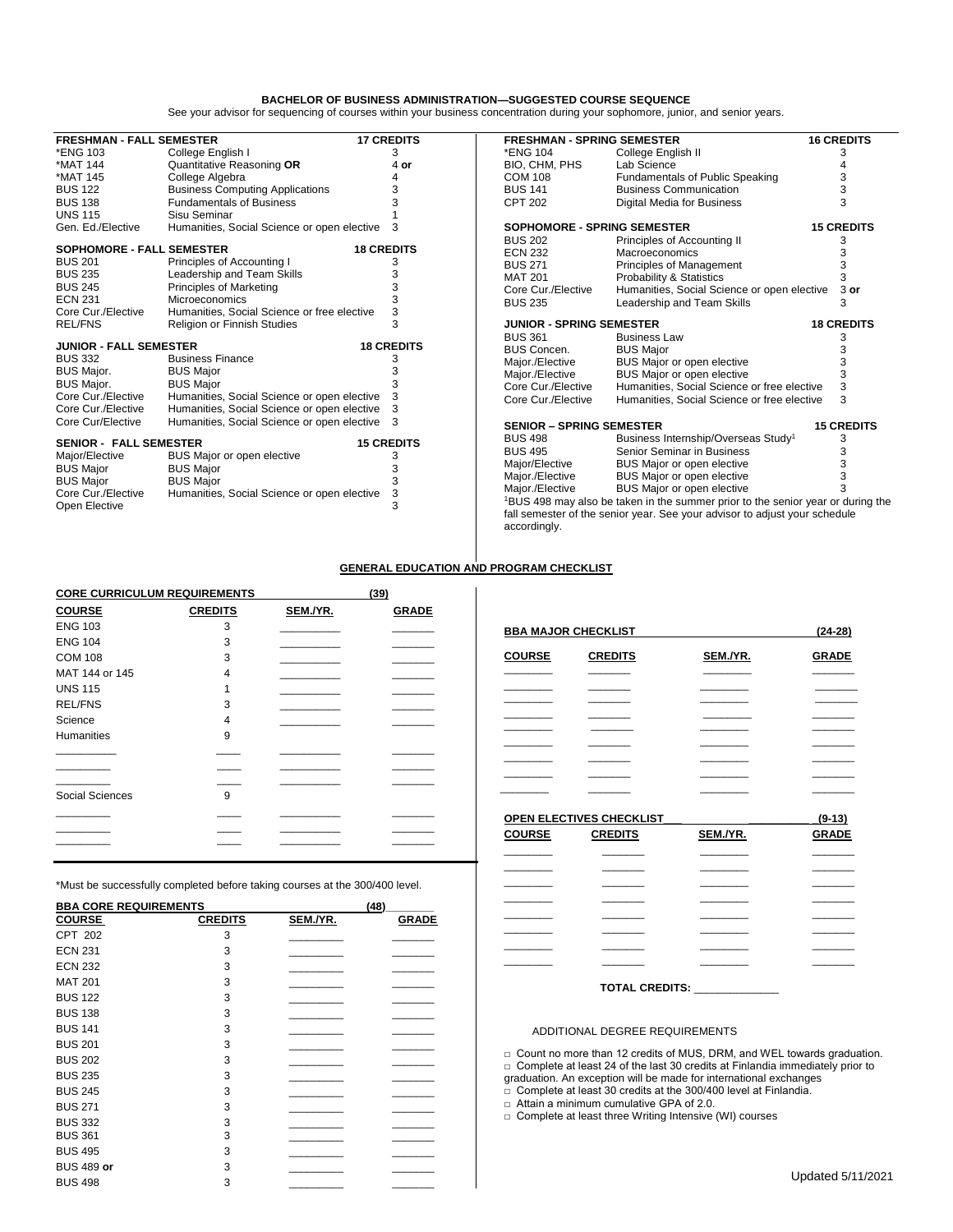# BACHELOR OF BUSINESS ADMINISTRATION—SUGGESTED COURSE SEQUENCE

See your advisor for sequencing of courses within your business concentration during your sophomore, junior, and senior years.

| FRESHMAN - FALL SEMESTER | | 17 CREDITS |
|---|---|---|
| *ENG 103 | College English I | 3 |
| *MAT 144 | Quantitative Reasoning **OR** | 4 **or** |
| *MAT 145 | College Algebra | 4 |
| BUS 122 | Business Computing Applications | 3 |
| BUS 138 | Fundamentals of Business | 3 |
| UNS 115 | Sisu Seminar | 1 |
| Gen. Ed./Elective | Humanities, Social Science or open elective | 3 |

| FRESHMAN - SPRING SEMESTER | | 16 CREDITS |
|---|---|---|
| *ENG 104 | College English II | 3 |
| BIO, CHM, PHS | Lab Science | 4 |
| COM 108 | Fundamentals of Public Speaking | 3 |
| BUS 141 | Business Communication | 3 |
| CPT 202 | Digital Media for Business | 3 |

| SOPHOMORE - FALL SEMESTER | | 18 CREDITS |
|---|---|---|
| BUS 201 | Principles of Accounting I | 3 |
| BUS 235 | Leadership and Team Skills | 3 |
| BUS 245 | Principles of Marketing | 3 |
| ECN 231 | Microeconomics | 3 |
| Core Cur./Elective | Humanities, Social Science or free elective | 3 |
| REL/FNS | Religion or Finnish Studies | 3 |

| SOPHOMORE - SPRING SEMESTER | | 15 CREDITS |
|---|---|---|
| BUS 202 | Principles of Accounting II | 3 |
| ECN 232 | Macroeconomics | 3 |
| BUS 271 | Principles of Management | 3 |
| MAT 201 | Probability & Statistics | 3 |
| Core Cur./Elective | Humanities, Social Science or open elective | 3 **or** |
| BUS 235 | Leadership and Team Skills | 3 |

| JUNIOR - FALL SEMESTER | | 18 CREDITS |
|---|---|---|
| BUS 332 | Business Finance | 3 |
| BUS Major. | BUS Major | 3 |
| BUS Major. | BUS Major | 3 |
| Core Cur./Elective | Humanities, Social Science or open elective | 3 |
| Core Cur./Elective | Humanities, Social Science or open elective | 3 |
| Core Cur/Elective | Humanities, Social Science or open elective | 3 |

| JUNIOR - SPRING SEMESTER | | 18 CREDITS |
|---|---|---|
| BUS 361 | Business Law | 3 |
| BUS Concen. | BUS Major | 3 |
| Major./Elective | BUS Major or open elective | 3 |
| Major./Elective | BUS Major or open elective | 3 |
| Core Cur./Elective | Humanities, Social Science or free elective | 3 |
| Core Cur./Elective | Humanities, Social Science or free elective | 3 |

| SENIOR - FALL SEMESTER | | 15 CREDITS |
|---|---|---|
| Major/Elective | BUS Major or open elective | 3 |
| BUS Major | BUS Major | 3 |
| BUS Major | BUS Major | 3 |
| Core Cur./Elective | Humanities, Social Science or open elective | 3 |
| Open Elective | | 3 |

| SENIOR – SPRING SEMESTER | | 15 CREDITS |
|---|---|---|
| BUS 498 | Business Internship/Overseas Study[1] | 3 |
| BUS 495 | Senior Seminar in Business | 3 |
| Major/Elective | BUS Major or open elective | 3 |
| Major./Elective | BUS Major or open elective | 3 |
| Major./Elective | BUS Major or open elective | 3 |

[1]BUS 498 may also be taken in the summer prior to the senior year or during the fall semester of the senior year. See your advisor to adjust your schedule accordingly.

## GENERAL EDUCATION AND PROGRAM CHECKLIST

**CORE CURRICULUM REQUIREMENTS (39)**

| COURSE | CREDITS | SEM./YR. | GRADE |
|---|---|---|---|
| ENG 103 | 3 | | |
| ENG 104 | 3 | | |
| COM 108 | 3 | | |
| MAT 144 or 145 | 4 | | |
| UNS 115 | 1 | | |
| REL/FNS | 3 | | |
| Science | 4 | | |
| Humanities | 9 | | |
| | | | |
| | | | |
| | | | |
| Social Sciences | 9 | | |
| | | | |
| | | | |
| | | | |

*Must be successfully completed before taking courses at the 300/400 level.

**BBA CORE REQUIREMENTS (48)**

| COURSE | CREDITS | SEM./YR. | GRADE |
|---|---|---|---|
| CPT 202 | 3 | | |
| ECN 231 | 3 | | |
| ECN 232 | 3 | | |
| MAT 201 | 3 | | |
| BUS 122 | 3 | | |
| BUS 138 | 3 | | |
| BUS 141 | 3 | | |
| BUS 201 | 3 | | |
| BUS 202 | 3 | | |
| BUS 235 | 3 | | |
| BUS 245 | 3 | | |
| BUS 271 | 3 | | |
| BUS 332 | 3 | | |
| BUS 361 | 3 | | |
| BUS 495 | 3 | | |
| BUS 489 **or** | 3 | | |
| BUS 498 | 3 | | |

**BBA MAJOR CHECKLIST (24-28)**

| COURSE | CREDITS | SEM./YR. | GRADE |
|---|---|---|---|
| | | | |
| | | | |
| | | | |
| | | | |
| | | | |
| | | | |
| | | | |
| | | | |

**OPEN ELECTIVES CHECKLIST (9-13)**

| COURSE | CREDITS | SEM./YR. | GRADE |
|---|---|---|---|
| | | | |
| | | | |
| | | | |
| | | | |
| | | | |
| | | | |
| | | | |
| | | | |

**TOTAL CREDITS:** ______________

ADDITIONAL DEGREE REQUIREMENTS

- □ Count no more than 12 credits of MUS, DRM, and WEL towards graduation.
- □ Complete at least 24 of the last 30 credits at Finlandia immediately prior to graduation. An exception will be made for international exchanges
- □ Complete at least 30 credits at the 300/400 level at Finlandia.
- □ Attain a minimum cumulative GPA of 2.0.
- □ Complete at least three Writing Intensive (WI) courses

Updated 5/11/2021